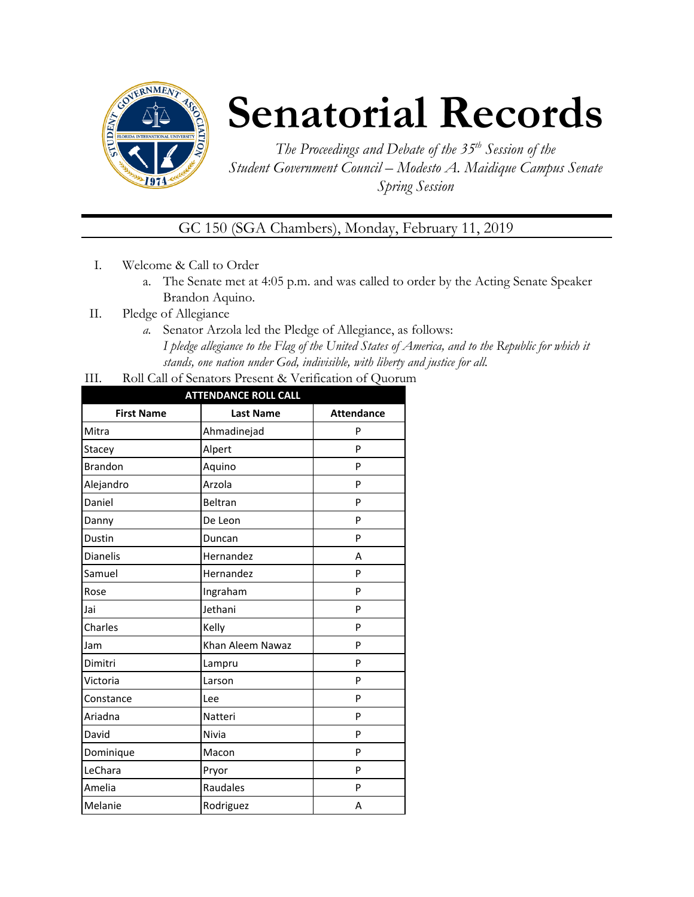# Senatorial Records

*The Proceedings and Debate of the 35th Session of the Student Government Council – Modesto A. Maidique Campus Senate Spring Session*

GC 150 (SGA Chambers), Monday, February 11, 2019

I. Welcome & Call to Order
   a. The Senate met at 4:05 p.m. and was called to order by the Acting Senate Speaker Brandon Aquino.

II. Pledge of Allegiance
   a. Senator Arzola led the Pledge of Allegiance, as follows:
   *I pledge allegiance to the Flag of the United States of America, and to the Republic for which it stands, one nation under God, indivisible, with liberty and justice for all.*

III. Roll Call of Senators Present & Verification of Quorum

| ATTENDANCE ROLL CALL | | |
|---|---|---|
| **First Name** | **Last Name** | **Attendance** |
| Mitra | Ahmadinejad | P |
| Stacey | Alpert | P |
| Brandon | Aquino | P |
| Alejandro | Arzola | P |
| Daniel | Beltran | P |
| Danny | De Leon | P |
| Dustin | Duncan | P |
| Dianelis | Hernandez | A |
| Samuel | Hernandez | P |
| Rose | Ingraham | P |
| Jai | Jethani | P |
| Charles | Kelly | P |
| Jam | Khan Aleem Nawaz | P |
| Dimitri | Lampru | P |
| Victoria | Larson | P |
| Constance | Lee | P |
| Ariadna | Natteri | P |
| David | Nivia | P |
| Dominique | Macon | P |
| LeChara | Pryor | P |
| Amelia | Raudales | P |
| Melanie | Rodriguez | A |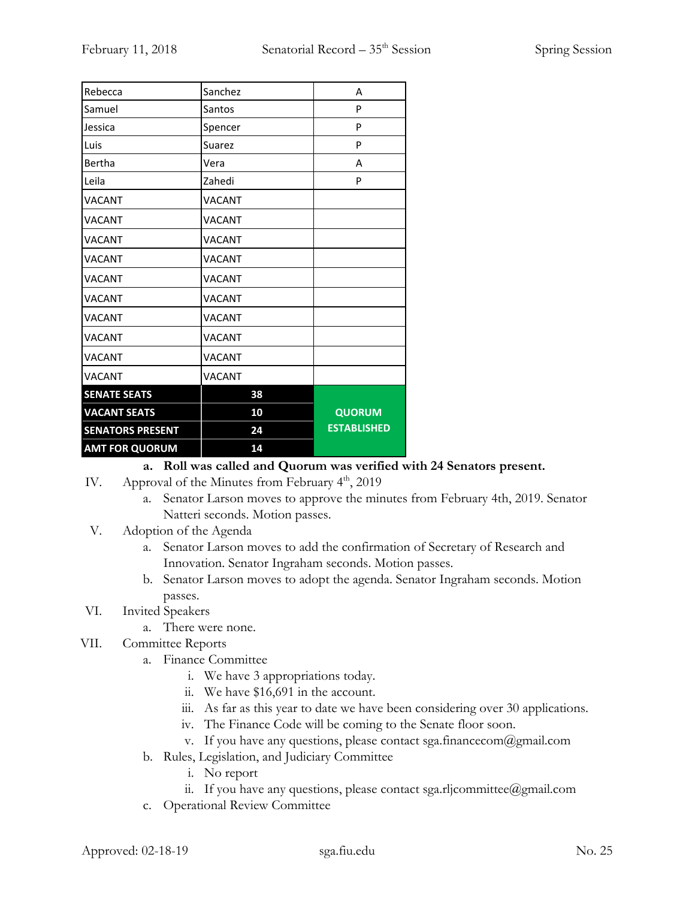| Rebecca | Sanchez | A |
|---|---|---|
| Samuel | Santos | P |
| Jessica | Spencer | P |
| Luis | Suarez | P |
| Bertha | Vera | A |
| Leila | Zahedi | P |
| VACANT | VACANT | |
| VACANT | VACANT | |
| VACANT | VACANT | |
| VACANT | VACANT | |
| VACANT | VACANT | |
| VACANT | VACANT | |
| VACANT | VACANT | |
| VACANT | VACANT | |
| VACANT | VACANT | |
| VACANT | VACANT | |
| **SENATE SEATS** | **38** | |
| **VACANT SEATS** | **10** | **QUORUM ESTABLISHED** |
| **SENATORS PRESENT** | **24** | |
| **AMT FOR QUORUM** | **14** | |

a. **Roll was called and Quorum was verified with 24 Senators present.**

IV. Approval of the Minutes from February 4th, 2019

a. Senator Larson moves to approve the minutes from February 4th, 2019. Senator Natteri seconds. Motion passes.

V. Adoption of the Agenda

a. Senator Larson moves to add the confirmation of Secretary of Research and Innovation. Senator Ingraham seconds. Motion passes.

b. Senator Larson moves to adopt the agenda. Senator Ingraham seconds. Motion passes.

VI. Invited Speakers

a. There were none.

VII. Committee Reports

a. Finance Committee

i. We have 3 appropriations today.

ii. We have $16,691 in the account.

iii. As far as this year to date we have been considering over 30 applications.

iv. The Finance Code will be coming to the Senate floor soon.

v. If you have any questions, please contact sga.financecom@gmail.com

b. Rules, Legislation, and Judiciary Committee

i. No report

ii. If you have any questions, please contact sga.rljcommittee@gmail.com

c. Operational Review Committee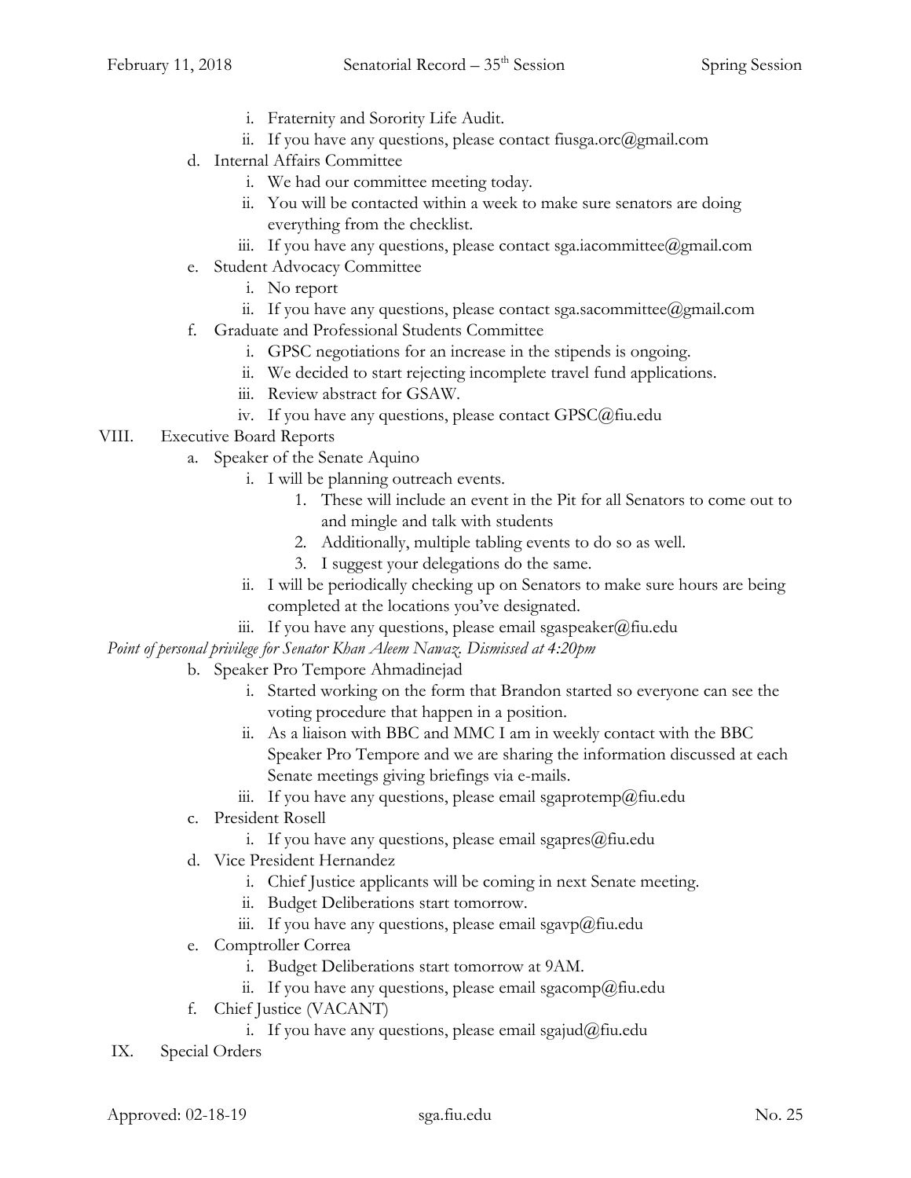i. Fraternity and Sorority Life Audit.
   ii. If you have any questions, please contact fiusga.orc@gmail.com

d. Internal Affairs Committee
   i. We had our committee meeting today.
   ii. You will be contacted within a week to make sure senators are doing everything from the checklist.
   iii. If you have any questions, please contact sga.iacommittee@gmail.com

e. Student Advocacy Committee
   i. No report
   ii. If you have any questions, please contact sga.sacommittee@gmail.com

f. Graduate and Professional Students Committee
   i. GPSC negotiations for an increase in the stipends is ongoing.
   ii. We decided to start rejecting incomplete travel fund applications.
   iii. Review abstract for GSAW.
   iv. If you have any questions, please contact GPSC@fiu.edu

VIII. Executive Board Reports

a. Speaker of the Senate Aquino
   i. I will be planning outreach events.
      1. These will include an event in the Pit for all Senators to come out to and mingle and talk with students
      2. Additionally, multiple tabling events to do so as well.
      3. I suggest your delegations do the same.
   ii. I will be periodically checking up on Senators to make sure hours are being completed at the locations you've designated.
   iii. If you have any questions, please email sgaspeaker@fiu.edu

*Point of personal privilege for Senator Khan Aleem Nawaz. Dismissed at 4:20pm*

b. Speaker Pro Tempore Ahmadinejad
   i. Started working on the form that Brandon started so everyone can see the voting procedure that happen in a position.
   ii. As a liaison with BBC and MMC I am in weekly contact with the BBC Speaker Pro Tempore and we are sharing the information discussed at each Senate meetings giving briefings via e-mails.
   iii. If you have any questions, please email sgaprotemp@fiu.edu

c. President Rosell
   i. If you have any questions, please email sgapres@fiu.edu

d. Vice President Hernandez
   i. Chief Justice applicants will be coming in next Senate meeting.
   ii. Budget Deliberations start tomorrow.
   iii. If you have any questions, please email sgavp@fiu.edu

e. Comptroller Correa
   i. Budget Deliberations start tomorrow at 9AM.
   ii. If you have any questions, please email sgacomp@fiu.edu

f. Chief Justice (VACANT)
   i. If you have any questions, please email sgajud@fiu.edu

IX. Special Orders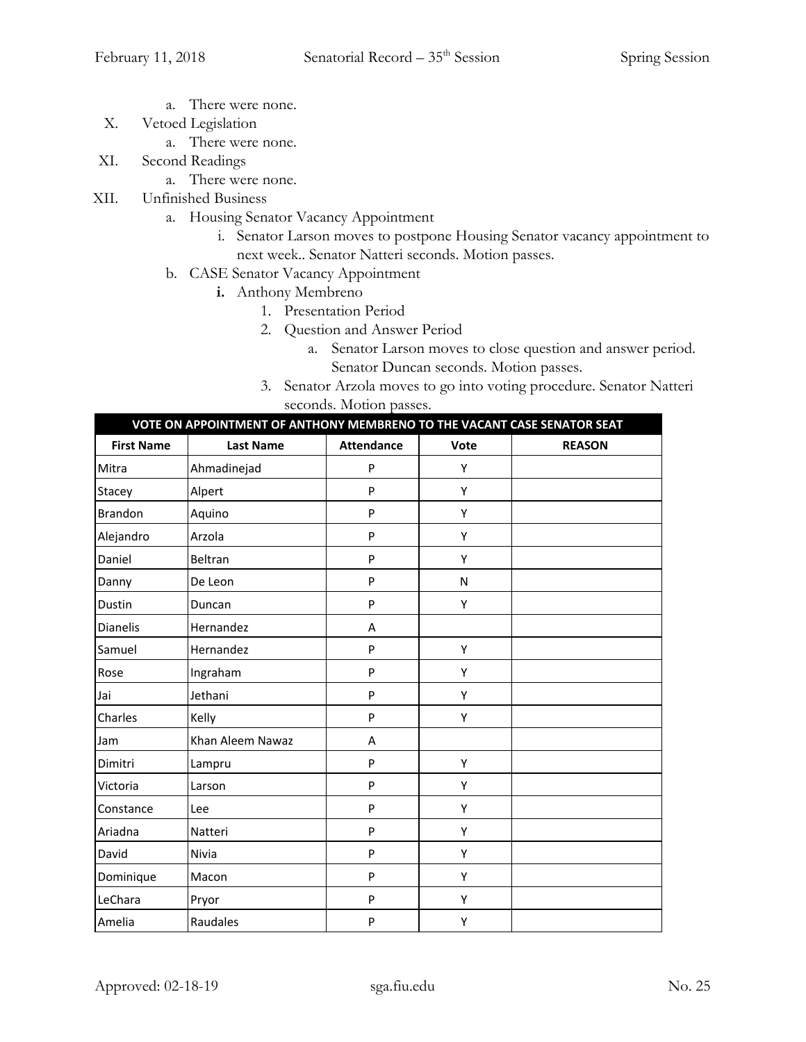a. There were none.

X. Vetoed Legislation

a. There were none.

XI. Second Readings

a. There were none.

XII. Unfinished Business

a. Housing Senator Vacancy Appointment

i. Senator Larson moves to postpone Housing Senator vacancy appointment to next week.. Senator Natteri seconds. Motion passes.

b. CASE Senator Vacancy Appointment

**i.** Anthony Membreno

1. Presentation Period
2. Question and Answer Period

a. Senator Larson moves to close question and answer period. Senator Duncan seconds. Motion passes.

3. Senator Arzola moves to go into voting procedure. Senator Natteri seconds. Motion passes.

| VOTE ON APPOINTMENT OF ANTHONY MEMBRENO TO THE VACANT CASE SENATOR SEAT | | | | |
|---|---|---|---|---|
| **First Name** | **Last Name** | **Attendance** | **Vote** | **REASON** |
| Mitra | Ahmadinejad | P | Y | |
| Stacey | Alpert | P | Y | |
| Brandon | Aquino | P | Y | |
| Alejandro | Arzola | P | Y | |
| Daniel | Beltran | P | Y | |
| Danny | De Leon | P | N | |
| Dustin | Duncan | P | Y | |
| Dianelis | Hernandez | A | | |
| Samuel | Hernandez | P | Y | |
| Rose | Ingraham | P | Y | |
| Jai | Jethani | P | Y | |
| Charles | Kelly | P | Y | |
| Jam | Khan Aleem Nawaz | A | | |
| Dimitri | Lampru | P | Y | |
| Victoria | Larson | P | Y | |
| Constance | Lee | P | Y | |
| Ariadna | Natteri | P | Y | |
| David | Nivia | P | Y | |
| Dominique | Macon | P | Y | |
| LeChara | Pryor | P | Y | |
| Amelia | Raudales | P | Y | |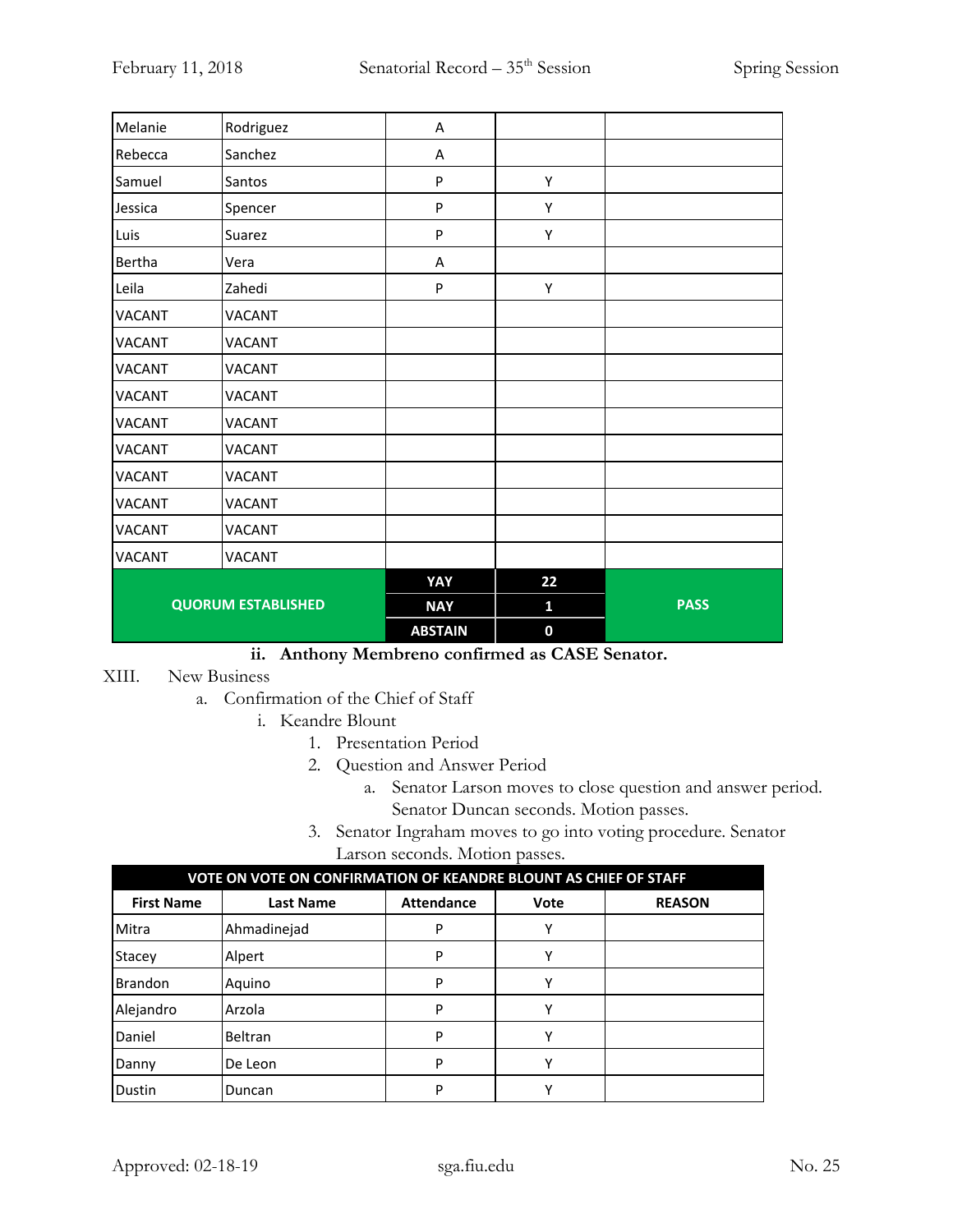| | | | | |
|---|---|---|---|---|
| Melanie | Rodriguez | A | | |
| Rebecca | Sanchez | A | | |
| Samuel | Santos | P | Y | |
| Jessica | Spencer | P | Y | |
| Luis | Suarez | P | Y | |
| Bertha | Vera | A | | |
| Leila | Zahedi | P | Y | |
| VACANT | VACANT | | | |
| VACANT | VACANT | | | |
| VACANT | VACANT | | | |
| VACANT | VACANT | | | |
| VACANT | VACANT | | | |
| VACANT | VACANT | | | |
| VACANT | VACANT | | | |
| VACANT | VACANT | | | |
| VACANT | VACANT | | | |
| VACANT | VACANT | | | |
| **QUORUM ESTABLISHED** | | **YAY** | **22** | **PASS** |
| | | **NAY** | **1** | |
| | | **ABSTAIN** | **0** | |

ii. **Anthony Membreno confirmed as CASE Senator.**

XIII. New Business

a. Confirmation of the Chief of Staff

i. Keandre Blount

1. Presentation Period
2. Question and Answer Period
   a. Senator Larson moves to close question and answer period. Senator Duncan seconds. Motion passes.
3. Senator Ingraham moves to go into voting procedure. Senator Larson seconds. Motion passes.

| VOTE ON VOTE ON CONFIRMATION OF KEANDRE BLOUNT AS CHIEF OF STAFF | | | | |
|---|---|---|---|---|
| **First Name** | **Last Name** | **Attendance** | **Vote** | **REASON** |
| Mitra | Ahmadinejad | P | Y | |
| Stacey | Alpert | P | Y | |
| Brandon | Aquino | P | Y | |
| Alejandro | Arzola | P | Y | |
| Daniel | Beltran | P | Y | |
| Danny | De Leon | P | Y | |
| Dustin | Duncan | P | Y | |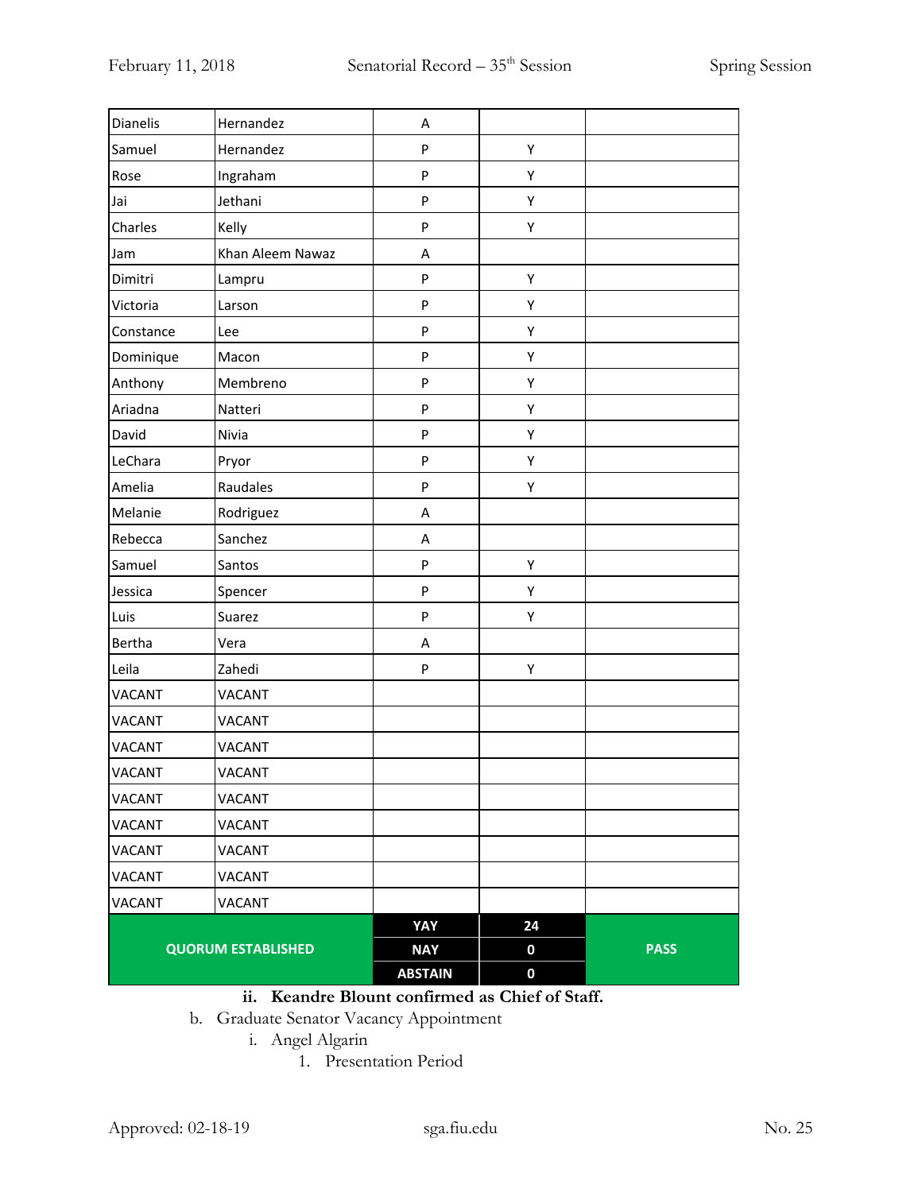| | | | | |
|---|---|---|---|---|
| Dianelis | Hernandez | A | | |
| Samuel | Hernandez | P | Y | |
| Rose | Ingraham | P | Y | |
| Jai | Jethani | P | Y | |
| Charles | Kelly | P | Y | |
| Jam | Khan Aleem Nawaz | A | | |
| Dimitri | Lampru | P | Y | |
| Victoria | Larson | P | Y | |
| Constance | Lee | P | Y | |
| Dominique | Macon | P | Y | |
| Anthony | Membreno | P | Y | |
| Ariadna | Natteri | P | Y | |
| David | Nivia | P | Y | |
| LeChara | Pryor | P | Y | |
| Amelia | Raudales | P | Y | |
| Melanie | Rodriguez | A | | |
| Rebecca | Sanchez | A | | |
| Samuel | Santos | P | Y | |
| Jessica | Spencer | P | Y | |
| Luis | Suarez | P | Y | |
| Bertha | Vera | A | | |
| Leila | Zahedi | P | Y | |
| VACANT | VACANT | | | |
| VACANT | VACANT | | | |
| VACANT | VACANT | | | |
| VACANT | VACANT | | | |
| VACANT | VACANT | | | |
| VACANT | VACANT | | | |
| VACANT | VACANT | | | |
| VACANT | VACANT | | | |
| VACANT | VACANT | | | |
| **QUORUM ESTABLISHED** | | **YAY** | **24** | **PASS** |
| | | **NAY** | **0** | |
| | | **ABSTAIN** | **0** | |

ii. **Keandre Blount confirmed as Chief of Staff.**

b. Graduate Senator Vacancy Appointment

i. Angel Algarin

1. Presentation Period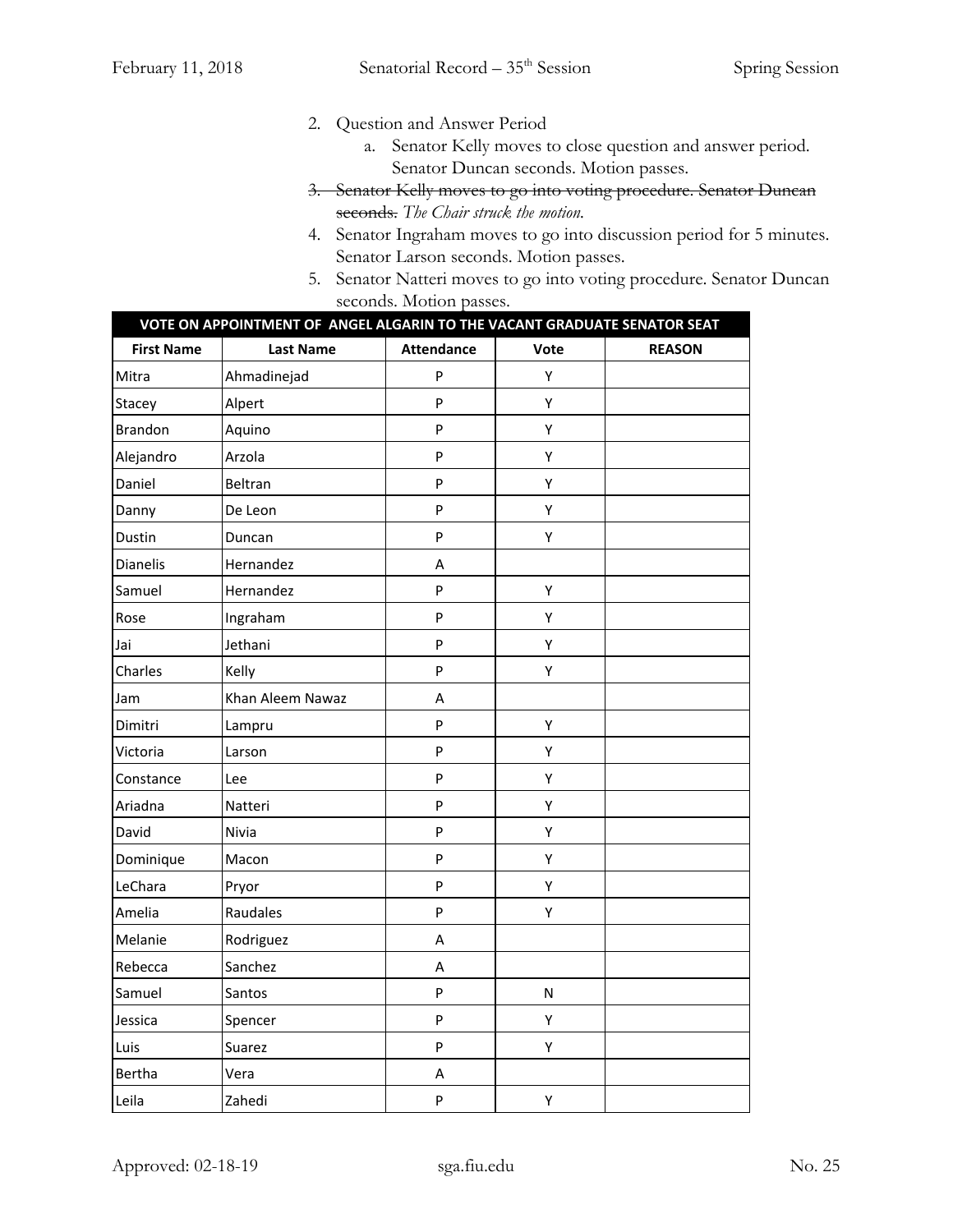2. Question and Answer Period
    a. Senator Kelly moves to close question and answer period. Senator Duncan seconds. Motion passes.
3. ~~Senator Kelly moves to go into voting procedure. Senator Duncan seconds.~~ *The Chair struck the motion.*
4. Senator Ingraham moves to go into discussion period for 5 minutes. Senator Larson seconds. Motion passes.
5. Senator Natteri moves to go into voting procedure. Senator Duncan seconds. Motion passes.

| VOTE ON APPOINTMENT OF ANGEL ALGARIN TO THE VACANT GRADUATE SENATOR SEAT | | | | |
|---|---|---|---|---|
| **First Name** | **Last Name** | **Attendance** | **Vote** | **REASON** |
| Mitra | Ahmadinejad | P | Y | |
| Stacey | Alpert | P | Y | |
| Brandon | Aquino | P | Y | |
| Alejandro | Arzola | P | Y | |
| Daniel | Beltran | P | Y | |
| Danny | De Leon | P | Y | |
| Dustin | Duncan | P | Y | |
| Dianelis | Hernandez | A | | |
| Samuel | Hernandez | P | Y | |
| Rose | Ingraham | P | Y | |
| Jai | Jethani | P | Y | |
| Charles | Kelly | P | Y | |
| Jam | Khan Aleem Nawaz | A | | |
| Dimitri | Lampru | P | Y | |
| Victoria | Larson | P | Y | |
| Constance | Lee | P | Y | |
| Ariadna | Natteri | P | Y | |
| David | Nivia | P | Y | |
| Dominique | Macon | P | Y | |
| LeChara | Pryor | P | Y | |
| Amelia | Raudales | P | Y | |
| Melanie | Rodriguez | A | | |
| Rebecca | Sanchez | A | | |
| Samuel | Santos | P | N | |
| Jessica | Spencer | P | Y | |
| Luis | Suarez | P | Y | |
| Bertha | Vera | A | | |
| Leila | Zahedi | P | Y | |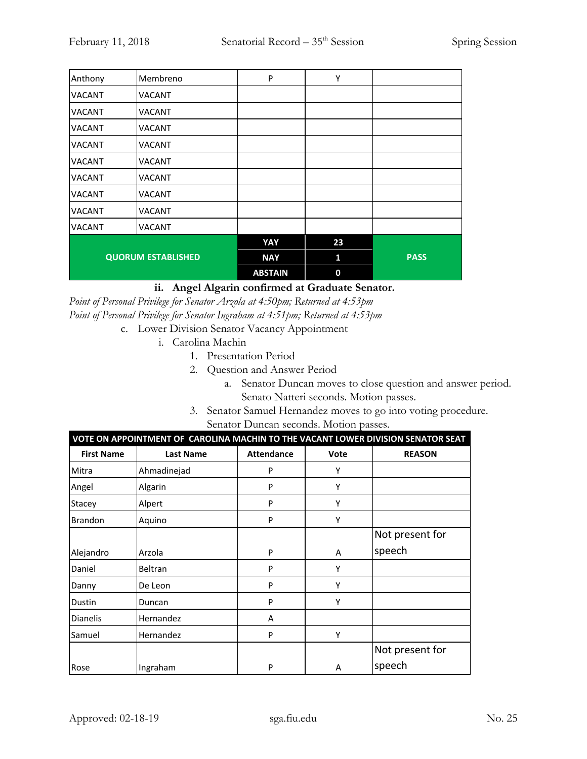| | | | | |
|---|---|---|---|---|
| Anthony | Membreno | P | Y | |
| VACANT | VACANT | | | |
| VACANT | VACANT | | | |
| VACANT | VACANT | | | |
| VACANT | VACANT | | | |
| VACANT | VACANT | | | |
| VACANT | VACANT | | | |
| VACANT | VACANT | | | |
| VACANT | VACANT | | | |
| VACANT | VACANT | | | |
| **QUORUM ESTABLISHED** | | **YAY** | **23** | **PASS** |
| | | **NAY** | **1** | |
| | | **ABSTAIN** | **0** | |

**ii. Angel Algarin confirmed at Graduate Senator.**

*Point of Personal Privilege for Senator Arzola at 4:50pm; Returned at 4:53pm*

*Point of Personal Privilege for Senator Ingraham at 4:51pm; Returned at 4:53pm*

c. Lower Division Senator Vacancy Appointment

i. Carolina Machin

1. Presentation Period
2. Question and Answer Period
   a. Senator Duncan moves to close question and answer period. Senato Natteri seconds. Motion passes.
3. Senator Samuel Hernandez moves to go into voting procedure. Senator Duncan seconds. Motion passes.

| VOTE ON APPOINTMENT OF CAROLINA MACHIN TO THE VACANT LOWER DIVISION SENATOR SEAT | | | | |
|---|---|---|---|---|
| **First Name** | **Last Name** | **Attendance** | **Vote** | **REASON** |
| Mitra | Ahmadinejad | P | Y | |
| Angel | Algarin | P | Y | |
| Stacey | Alpert | P | Y | |
| Brandon | Aquino | P | Y | |
| Alejandro | Arzola | P | A | Not present for speech |
| Daniel | Beltran | P | Y | |
| Danny | De Leon | P | Y | |
| Dustin | Duncan | P | Y | |
| Dianelis | Hernandez | A | | |
| Samuel | Hernandez | P | Y | |
| Rose | Ingraham | P | A | Not present for speech |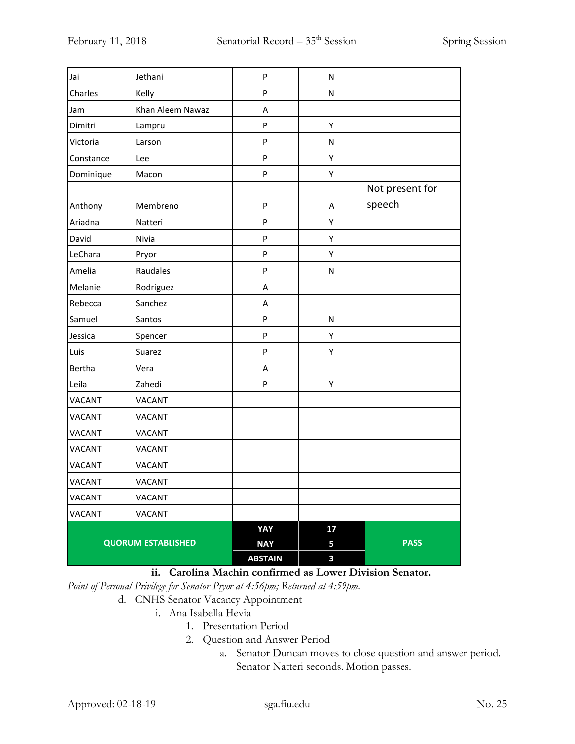| Jai | Jethani | P | N | |
|---|---|---|---|---|
| Charles | Kelly | P | N | |
| Jam | Khan Aleem Nawaz | A | | |
| Dimitri | Lampru | P | Y | |
| Victoria | Larson | P | N | |
| Constance | Lee | P | Y | |
| Dominique | Macon | P | Y | |
| Anthony | Membreno | P | A | Not present for speech |
| Ariadna | Natteri | P | Y | |
| David | Nivia | P | Y | |
| LeChara | Pryor | P | Y | |
| Amelia | Raudales | P | N | |
| Melanie | Rodriguez | A | | |
| Rebecca | Sanchez | A | | |
| Samuel | Santos | P | N | |
| Jessica | Spencer | P | Y | |
| Luis | Suarez | P | Y | |
| Bertha | Vera | A | | |
| Leila | Zahedi | P | Y | |
| VACANT | VACANT | | | |
| VACANT | VACANT | | | |
| VACANT | VACANT | | | |
| VACANT | VACANT | | | |
| VACANT | VACANT | | | |
| VACANT | VACANT | | | |
| VACANT | VACANT | | | |
| VACANT | VACANT | | | |
| QUORUM ESTABLISHED | | YAY | 17 | PASS |
| | | NAY | 5 | |
| | | ABSTAIN | 3 | |

**ii. Carolina Machin confirmed as Lower Division Senator.**

*Point of Personal Privilege for Senator Pryor at 4:56pm; Returned at 4:59pm.*

d. CNHS Senator Vacancy Appointment
   i. Ana Isabella Hevia
      1. Presentation Period
      2. Question and Answer Period
         a. Senator Duncan moves to close question and answer period. Senator Natteri seconds. Motion passes.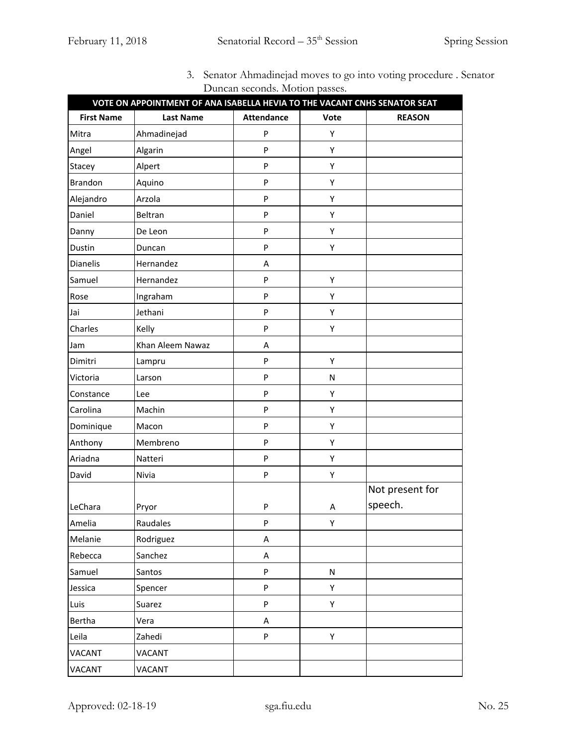3. Senator Ahmadinejad moves to go into voting procedure . Senator Duncan seconds. Motion passes.

| VOTE ON APPOINTMENT OF ANA ISABELLA HEVIA TO THE VACANT CNHS SENATOR SEAT | | | | |
|---|---|---|---|---|
| **First Name** | **Last Name** | **Attendance** | **Vote** | **REASON** |
| Mitra | Ahmadinejad | P | Y | |
| Angel | Algarin | P | Y | |
| Stacey | Alpert | P | Y | |
| Brandon | Aquino | P | Y | |
| Alejandro | Arzola | P | Y | |
| Daniel | Beltran | P | Y | |
| Danny | De Leon | P | Y | |
| Dustin | Duncan | P | Y | |
| Dianelis | Hernandez | A | | |
| Samuel | Hernandez | P | Y | |
| Rose | Ingraham | P | Y | |
| Jai | Jethani | P | Y | |
| Charles | Kelly | P | Y | |
| Jam | Khan Aleem Nawaz | A | | |
| Dimitri | Lampru | P | Y | |
| Victoria | Larson | P | N | |
| Constance | Lee | P | Y | |
| Carolina | Machin | P | Y | |
| Dominique | Macon | P | Y | |
| Anthony | Membreno | P | Y | |
| Ariadna | Natteri | P | Y | |
| David | Nivia | P | Y | |
| LeChara | Pryor | P | A | Not present for speech. |
| Amelia | Raudales | P | Y | |
| Melanie | Rodriguez | A | | |
| Rebecca | Sanchez | A | | |
| Samuel | Santos | P | N | |
| Jessica | Spencer | P | Y | |
| Luis | Suarez | P | Y | |
| Bertha | Vera | A | | |
| Leila | Zahedi | P | Y | |
| VACANT | VACANT | | | |
| VACANT | VACANT | | | |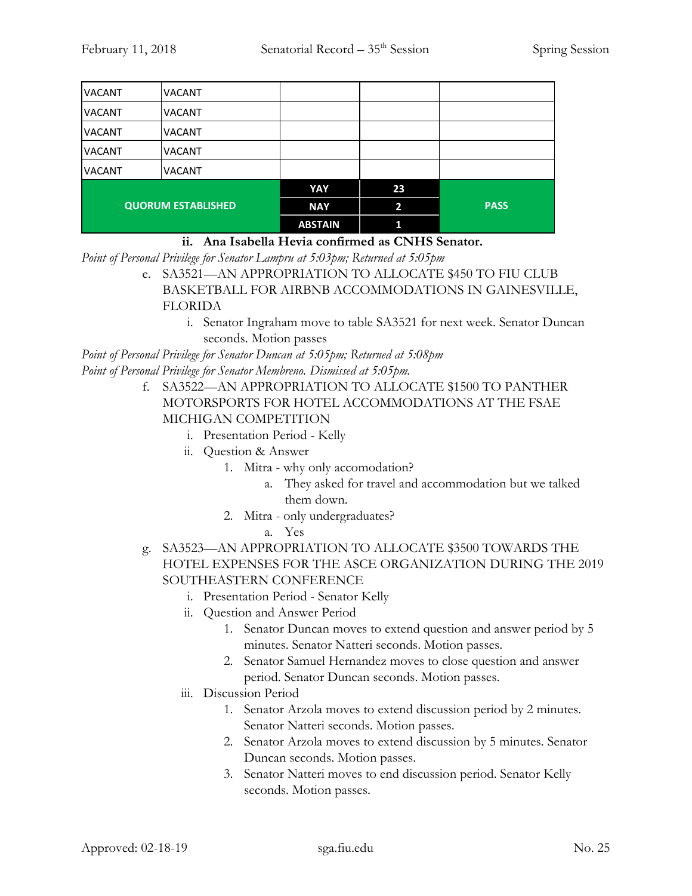| VACANT | VACANT | | | |
|---|---|---|---|---|
| VACANT | VACANT | | | |
| VACANT | VACANT | | | |
| VACANT | VACANT | | | |
| VACANT | VACANT | | | |
| QUORUM ESTABLISHED | | YAY | 23 | PASS |
| | | NAY | 2 | |
| | | ABSTAIN | 1 | |

ii. **Ana Isabella Hevia confirmed as CNHS Senator.**

*Point of Personal Privilege for Senator Lampru at 5:03pm; Returned at 5:05pm*

e. SA3521—AN APPROPRIATION TO ALLOCATE $450 TO FIU CLUB BASKETBALL FOR AIRBNB ACCOMMODATIONS IN GAINESVILLE, FLORIDA
   i. Senator Ingraham move to table SA3521 for next week. Senator Duncan seconds. Motion passes

*Point of Personal Privilege for Senator Duncan at 5:05pm; Returned at 5:08pm*

*Point of Personal Privilege for Senator Membreno. Dismissed at 5:05pm.*

f. SA3522—AN APPROPRIATION TO ALLOCATE $1500 TO PANTHER MOTORSPORTS FOR HOTEL ACCOMMODATIONS AT THE FSAE MICHIGAN COMPETITION
   i. Presentation Period - Kelly
   ii. Question & Answer
      1. Mitra - why only accomodation?
         a. They asked for travel and accommodation but we talked them down.
      2. Mitra - only undergraduates?
         a. Yes

g. SA3523—AN APPROPRIATION TO ALLOCATE $3500 TOWARDS THE HOTEL EXPENSES FOR THE ASCE ORGANIZATION DURING THE 2019 SOUTHEASTERN CONFERENCE
   i. Presentation Period - Senator Kelly
   ii. Question and Answer Period
      1. Senator Duncan moves to extend question and answer period by 5 minutes. Senator Natteri seconds. Motion passes.
      2. Senator Samuel Hernandez moves to close question and answer period. Senator Duncan seconds. Motion passes.
   iii. Discussion Period
      1. Senator Arzola moves to extend discussion period by 2 minutes. Senator Natteri seconds. Motion passes.
      2. Senator Arzola moves to extend discussion by 5 minutes. Senator Duncan seconds. Motion passes.
      3. Senator Natteri moves to end discussion period. Senator Kelly seconds. Motion passes.

Approved: 02-18-19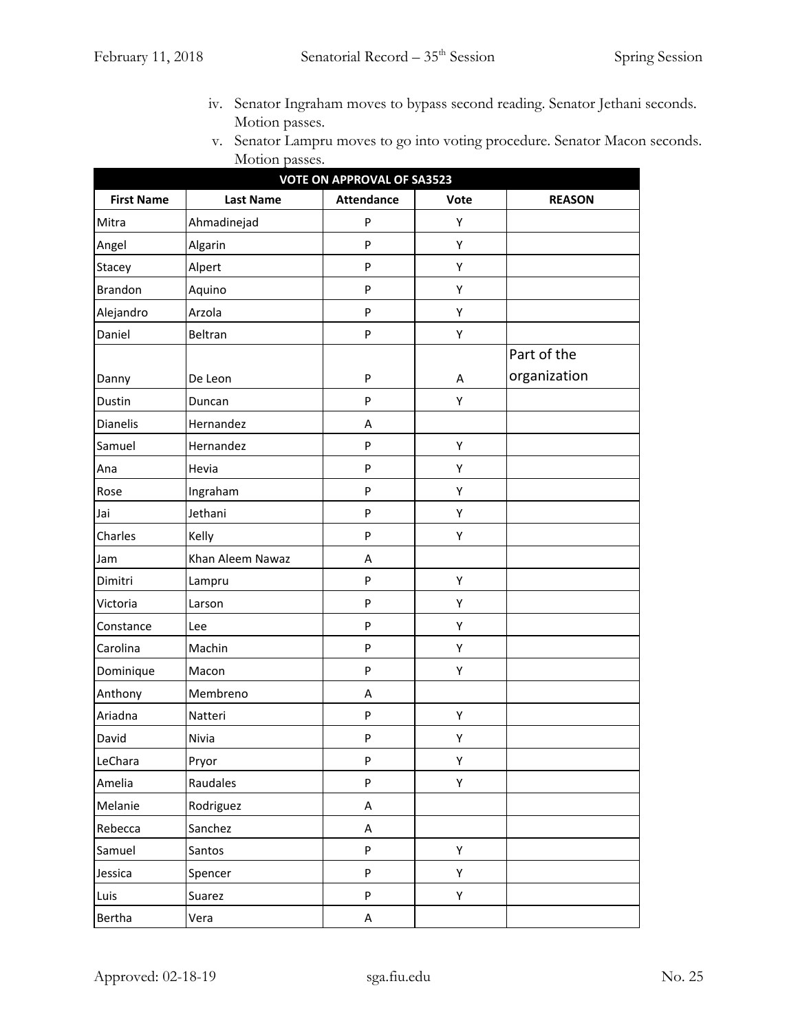iv. Senator Ingraham moves to bypass second reading. Senator Jethani seconds. Motion passes.

v. Senator Lampru moves to go into voting procedure. Senator Macon seconds. Motion passes.

| VOTE ON APPROVAL OF SA3523 | | | | |
|---|---|---|---|---|
| **First Name** | **Last Name** | **Attendance** | **Vote** | **REASON** |
| Mitra | Ahmadinejad | P | Y | |
| Angel | Algarin | P | Y | |
| Stacey | Alpert | P | Y | |
| Brandon | Aquino | P | Y | |
| Alejandro | Arzola | P | Y | |
| Daniel | Beltran | P | Y | |
| Danny | De Leon | P | A | Part of the organization |
| Dustin | Duncan | P | Y | |
| Dianelis | Hernandez | A | | |
| Samuel | Hernandez | P | Y | |
| Ana | Hevia | P | Y | |
| Rose | Ingraham | P | Y | |
| Jai | Jethani | P | Y | |
| Charles | Kelly | P | Y | |
| Jam | Khan Aleem Nawaz | A | | |
| Dimitri | Lampru | P | Y | |
| Victoria | Larson | P | Y | |
| Constance | Lee | P | Y | |
| Carolina | Machin | P | Y | |
| Dominique | Macon | P | Y | |
| Anthony | Membreno | A | | |
| Ariadna | Natteri | P | Y | |
| David | Nivia | P | Y | |
| LeChara | Pryor | P | Y | |
| Amelia | Raudales | P | Y | |
| Melanie | Rodriguez | A | | |
| Rebecca | Sanchez | A | | |
| Samuel | Santos | P | Y | |
| Jessica | Spencer | P | Y | |
| Luis | Suarez | P | Y | |
| Bertha | Vera | A | | |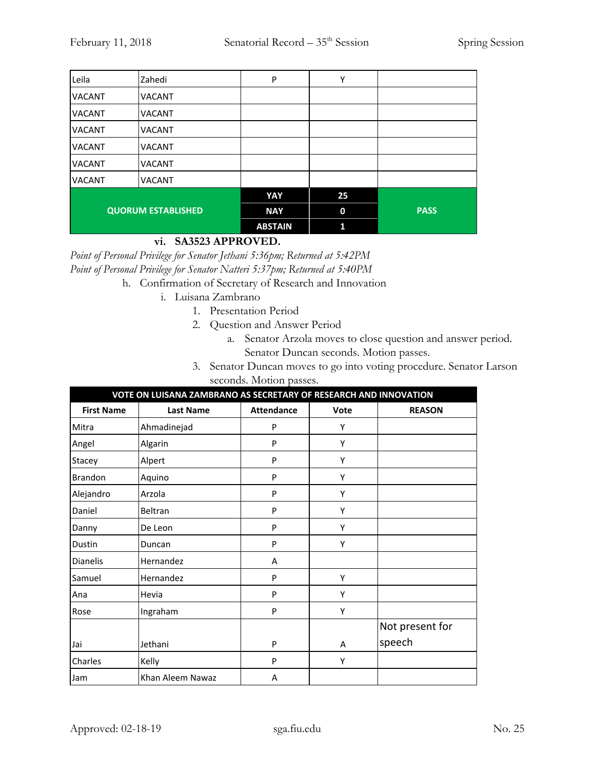| | | | | |
|---|---|---|---|---|
| Leila | Zahedi | P | Y | |
| VACANT | VACANT | | | |
| VACANT | VACANT | | | |
| VACANT | VACANT | | | |
| VACANT | VACANT | | | |
| VACANT | VACANT | | | |
| VACANT | VACANT | | | |
| QUORUM ESTABLISHED | | YAY | 25 | PASS |
| | | NAY | 0 | |
| | | ABSTAIN | 1 | |

vi. **SA3523 APPROVED.**

*Point of Personal Privilege for Senator Jethani 5:36pm; Returned at 5:42PM*
*Point of Personal Privilege for Senator Natteri 5:37pm; Returned at 5:40PM*

h. Confirmation of Secretary of Research and Innovation
   i. Luisana Zambrano
      1. Presentation Period
      2. Question and Answer Period
         a. Senator Arzola moves to close question and answer period. Senator Duncan seconds. Motion passes.
      3. Senator Duncan moves to go into voting procedure. Senator Larson seconds. Motion passes.

| VOTE ON LUISANA ZAMBRANO AS SECRETARY OF RESEARCH AND INNOVATION | | | | |
|---|---|---|---|---|
| **First Name** | **Last Name** | **Attendance** | **Vote** | **REASON** |
| Mitra | Ahmadinejad | P | Y | |
| Angel | Algarin | P | Y | |
| Stacey | Alpert | P | Y | |
| Brandon | Aquino | P | Y | |
| Alejandro | Arzola | P | Y | |
| Daniel | Beltran | P | Y | |
| Danny | De Leon | P | Y | |
| Dustin | Duncan | P | Y | |
| Dianelis | Hernandez | A | | |
| Samuel | Hernandez | P | Y | |
| Ana | Hevia | P | Y | |
| Rose | Ingraham | P | Y | |
| Jai | Jethani | P | A | Not present for speech |
| Charles | Kelly | P | Y | |
| Jam | Khan Aleem Nawaz | A | | |

Approved: 02-18-19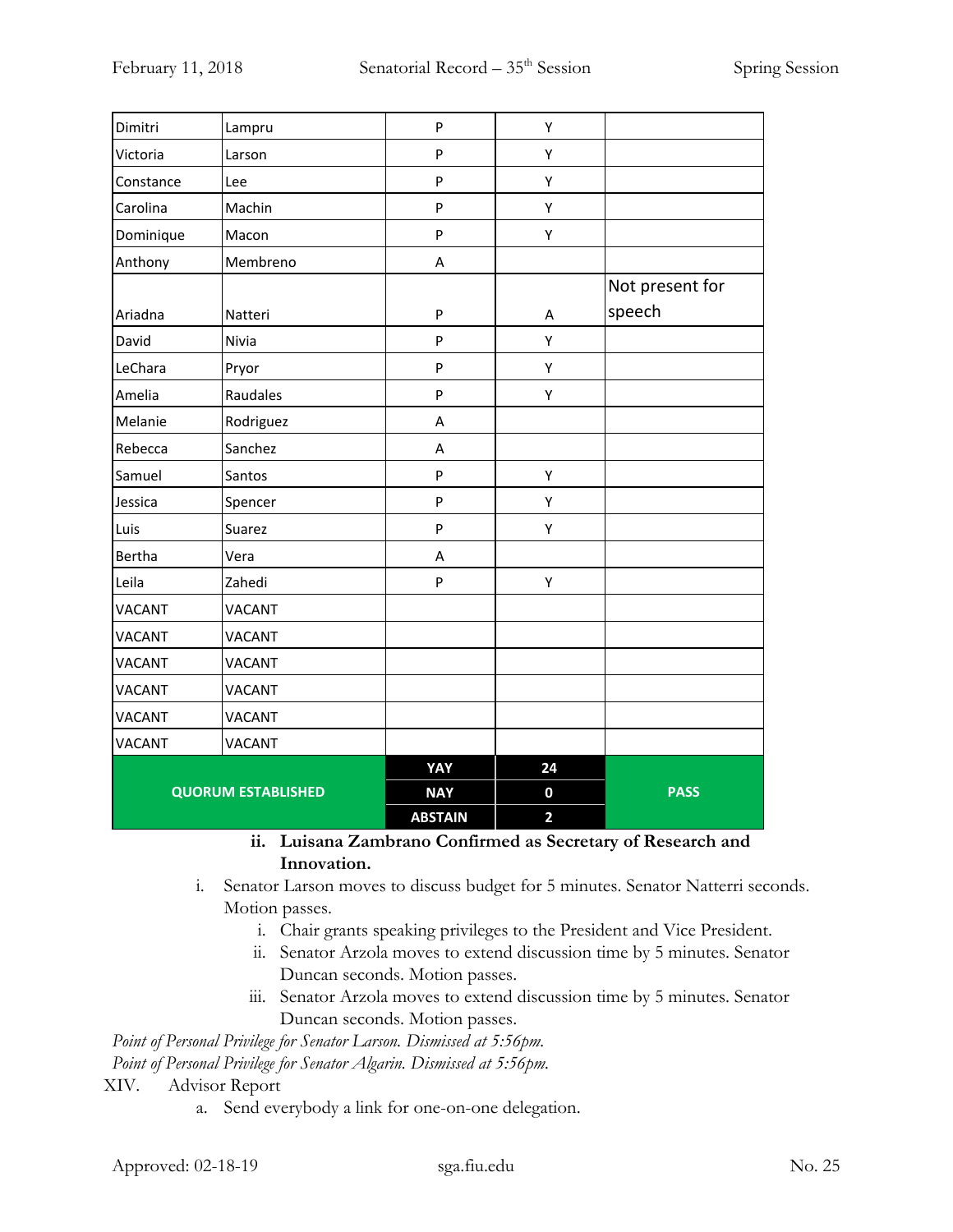| | | | | |
|---|---|---|---|---|
| Dimitri | Lampru | P | Y | |
| Victoria | Larson | P | Y | |
| Constance | Lee | P | Y | |
| Carolina | Machin | P | Y | |
| Dominique | Macon | P | Y | |
| Anthony | Membreno | A | | |
| Ariadna | Natteri | P | A | Not present for speech |
| David | Nivia | P | Y | |
| LeChara | Pryor | P | Y | |
| Amelia | Raudales | P | Y | |
| Melanie | Rodriguez | A | | |
| Rebecca | Sanchez | A | | |
| Samuel | Santos | P | Y | |
| Jessica | Spencer | P | Y | |
| Luis | Suarez | P | Y | |
| Bertha | Vera | A | | |
| Leila | Zahedi | P | Y | |
| VACANT | VACANT | | | |
| VACANT | VACANT | | | |
| VACANT | VACANT | | | |
| VACANT | VACANT | | | |
| VACANT | VACANT | | | |
| VACANT | VACANT | | | |
| **QUORUM ESTABLISHED** | | **YAY** | **24** | **PASS** |
| | | **NAY** | **0** | |
| | | **ABSTAIN** | **2** | |

ii. **Luisana Zambrano Confirmed as Secretary of Research and Innovation.**

i. Senator Larson moves to discuss budget for 5 minutes. Senator Natterri seconds. Motion passes.
   i. Chair grants speaking privileges to the President and Vice President.
   ii. Senator Arzola moves to extend discussion time by 5 minutes. Senator Duncan seconds. Motion passes.
   iii. Senator Arzola moves to extend discussion time by 5 minutes. Senator Duncan seconds. Motion passes.

*Point of Personal Privilege for Senator Larson. Dismissed at 5:56pm.*

*Point of Personal Privilege for Senator Algarin. Dismissed at 5:56pm.*

XIV. Advisor Report

a. Send everybody a link for one-on-one delegation.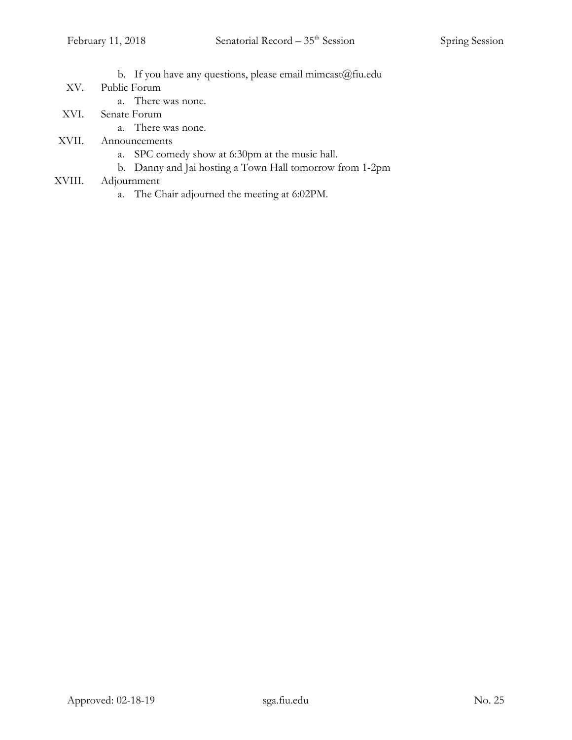b. If you have any questions, please email mimcast@fiu.edu

XV. Public Forum
   a. There was none.

XVI. Senate Forum
   a. There was none.

XVII. Announcements
   a. SPC comedy show at 6:30pm at the music hall.
   b. Danny and Jai hosting a Town Hall tomorrow from 1-2pm

XVIII. Adjournment
   a. The Chair adjourned the meeting at 6:02PM.